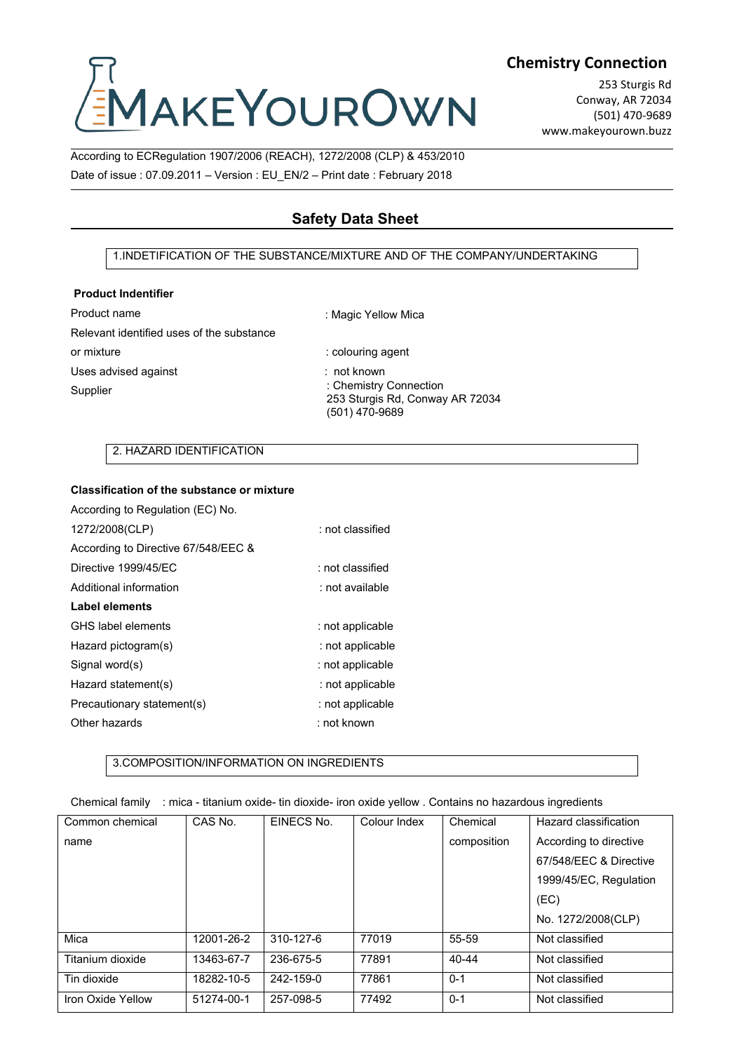MAKEYOUROWN

**Chemistry Connection**

253 Sturgis Rd
Conway, AR 72034
(501) 470-9689
www.makeyourown.buzz

According to ECRegulation 1907/2006 (REACH), 1272/2008 (CLP) & 453/2010
Date of issue : 07.09.2011 – Version : EU_EN/2 – Print date : February 2018

# Safety Data Sheet

## 1.INDETIFICATION OF THE SUBSTANCE/MIXTURE AND OF THE COMPANY/UNDERTAKING

**Product Indentifier**

Product name : Magic Yellow Mica

Relevant identified uses of the substance or mixture : colouring agent

Uses advised against : not known

Supplier : Chemistry Connection
253 Sturgis Rd, Conway AR 72034
(501) 470-9689

## 2. HAZARD IDENTIFICATION

**Classification of the substance or mixture**

According to Regulation (EC) No. 1272/2008(CLP) : not classified

According to Directive 67/548/EEC & Directive 1999/45/EC : not classified

Additional information : not available

**Label elements**

GHS label elements : not applicable

Hazard pictogram(s) : not applicable

Signal word(s) : not applicable

Hazard statement(s) : not applicable

Precautionary statement(s) : not applicable

Other hazards : not known

## 3.COMPOSITION/INFORMATION ON INGREDIENTS

Chemical family : mica - titanium oxide- tin dioxide- iron oxide yellow . Contains no hazardous ingredients

| Common chemical name | CAS No. | EINECS No. | Colour Index | Chemical composition | Hazard classification According to directive 67/548/EEC & Directive 1999/45/EC, Regulation (EC) No. 1272/2008(CLP) |
|---|---|---|---|---|---|
| Mica | 12001-26-2 | 310-127-6 | 77019 | 55-59 | Not classified |
| Titanium dioxide | 13463-67-7 | 236-675-5 | 77891 | 40-44 | Not classified |
| Tin dioxide | 18282-10-5 | 242-159-0 | 77861 | 0-1 | Not classified |
| Iron Oxide Yellow | 51274-00-1 | 257-098-5 | 77492 | 0-1 | Not classified |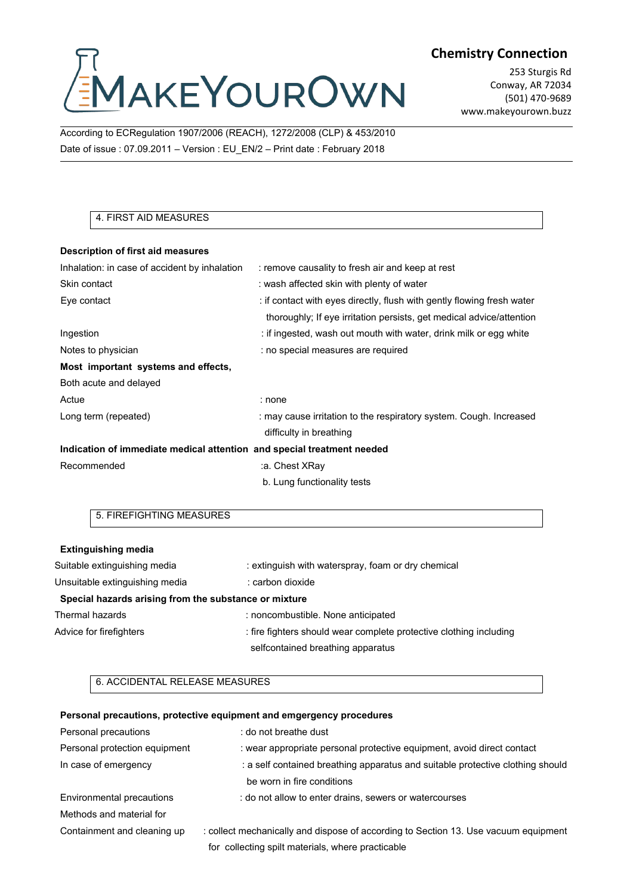## 4. FIRST AID MEASURES

**Description of first aid measures**

| | |
|---|---|
| Inhalation: in case of accident by inhalation | : remove causality to fresh air and keep at rest |
| Skin contact | : wash affected skin with plenty of water |
| Eye contact | : if contact with eyes directly, flush with gently flowing fresh water thoroughly; If eye irritation persists, get medical advice/attention |
| Ingestion | : if ingested, wash out mouth with water, drink milk or egg white |
| Notes to physician | : no special measures are required |

**Most important systems and effects,**

Both acute and delayed

| | |
|---|---|
| Actue | : none |
| Long term (repeated) | : may cause irritation to the respiratory system. Cough. Increased difficulty in breathing |

**Indication of immediate medical attention and special treatment needed**

| | |
|---|---|
| Recommended | :a. Chest XRay<br>b. Lung functionality tests |

## 5. FIREFIGHTING MEASURES

**Extinguishing media**

| | |
|---|---|
| Suitable extinguishing media | : extinguish with waterspray, foam or dry chemical |
| Unsuitable extinguishing media | : carbon dioxide |

**Special hazards arising from the substance or mixture**

| | |
|---|---|
| Thermal hazards | : noncombustible. None anticipated |
| Advice for firefighters | : fire fighters should wear complete protective clothing including selfcontained breathing apparatus |

## 6. ACCIDENTAL RELEASE MEASURES

**Personal precautions, protective equipment and emgergency procedures**

| | |
|---|---|
| Personal precautions | : do not breathe dust |
| Personal protection equipment | : wear appropriate personal protective equipment, avoid direct contact |
| In case of emergency | : a self contained breathing apparatus and suitable protective clothing should be worn in fire conditions |
| Environmental precautions | : do not allow to enter drains, sewers or watercourses |
| Methods and material for Containment and cleaning up | : collect mechanically and dispose of according to Section 13. Use vacuum equipment for collecting spilt materials, where practicable |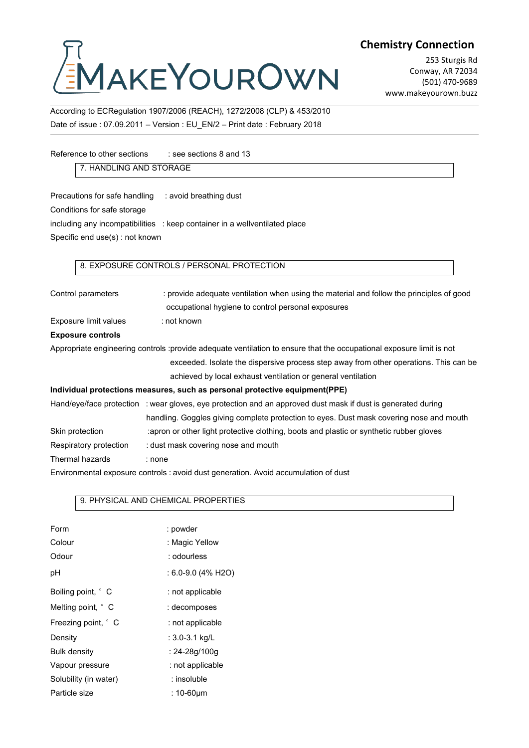Reference to other sections : see sections 8 and 13

## 7. HANDLING AND STORAGE

Precautions for safe handling : avoid breathing dust

Conditions for safe storage

including any incompatibilities : keep container in a wellventilated place

Specific end use(s) : not known

## 8. EXPOSURE CONTROLS / PERSONAL PROTECTION

Control parameters : provide adequate ventilation when using the material and follow the principles of good occupational hygiene to control personal exposures

Exposure limit values : not known

**Exposure controls**

Appropriate engineering controls :provide adequate ventilation to ensure that the occupational exposure limit is not exceeded. Isolate the dispersive process step away from other operations. This can be achieved by local exhaust ventilation or general ventilation

**Individual protections measures, such as personal protective equipment(PPE)**

Hand/eye/face protection : wear gloves, eye protection and an approved dust mask if dust is generated during handling. Goggles giving complete protection to eyes. Dust mask covering nose and mouth

Skin protection :apron or other light protective clothing, boots and plastic or synthetic rubber gloves

Respiratory protection : dust mask covering nose and mouth

Thermal hazards : none

Environmental exposure controls : avoid dust generation. Avoid accumulation of dust

## 9. PHYSICAL AND CHEMICAL PROPERTIES

| | |
|---|---|
| Form | : powder |
| Colour | : Magic Yellow |
| Odour | : odourless |
| pH | : 6.0-9.0 (4% $H_2O$) |
| Boiling point, ° C | : not applicable |
| Melting point, ° C | : decomposes |
| Freezing point, ° C | : not applicable |
| Density | : 3.0-3.1 kg/L |
| Bulk density | : 24-28g/100g |
| Vapour pressure | : not applicable |
| Solubility (in water) | : insoluble |
| Particle size | : 10-60µm |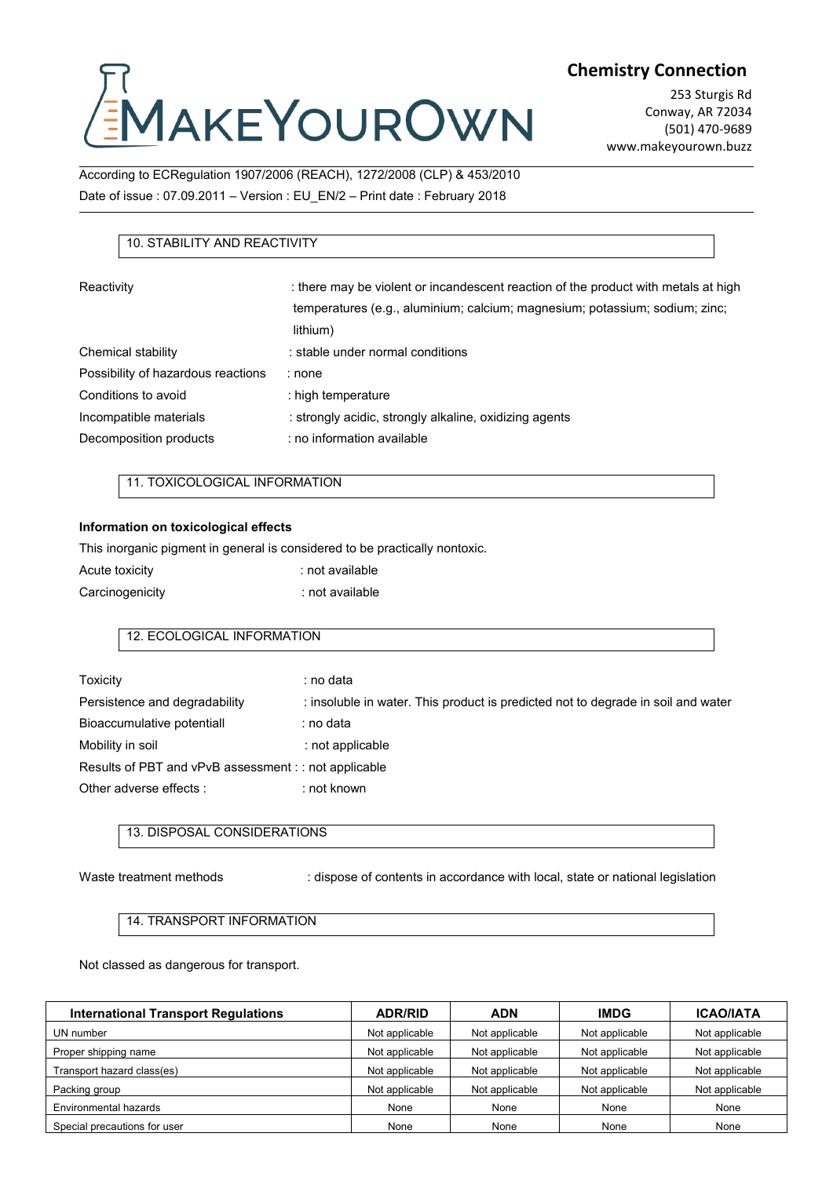## 10. STABILITY AND REACTIVITY

Reactivity : there may be violent or incandescent reaction of the product with metals at high temperatures (e.g., aluminium; calcium; magnesium; potassium; sodium; zinc; lithium)

Chemical stability : stable under normal conditions

Possibility of hazardous reactions : none

Conditions to avoid : high temperature

Incompatible materials : strongly acidic, strongly alkaline, oxidizing agents

Decomposition products : no information available

## 11. TOXICOLOGICAL INFORMATION

**Information on toxicological effects**

This inorganic pigment in general is considered to be practically nontoxic.

Acute toxicity : not available

Carcinogenicity : not available

## 12. ECOLOGICAL INFORMATION

Toxicity : no data

Persistence and degradability : insoluble in water. This product is predicted not to degrade in soil and water

Bioaccumulative potentiall : no data

Mobility in soil : not applicable

Results of PBT and vPvB assessment : : not applicable

Other adverse effects : : not known

## 13. DISPOSAL CONSIDERATIONS

Waste treatment methods : dispose of contents in accordance with local, state or national legislation

## 14. TRANSPORT INFORMATION

Not classed as dangerous for transport.

| International Transport Regulations | ADR/RID | ADN | IMDG | ICAO/IATA |
|---|---|---|---|---|
| UN number | Not applicable | Not applicable | Not applicable | Not applicable |
| Proper shipping name | Not applicable | Not applicable | Not applicable | Not applicable |
| Transport hazard class(es) | Not applicable | Not applicable | Not applicable | Not applicable |
| Packing group | Not applicable | Not applicable | Not applicable | Not applicable |
| Environmental hazards | None | None | None | None |
| Special precautions for user | None | None | None | None |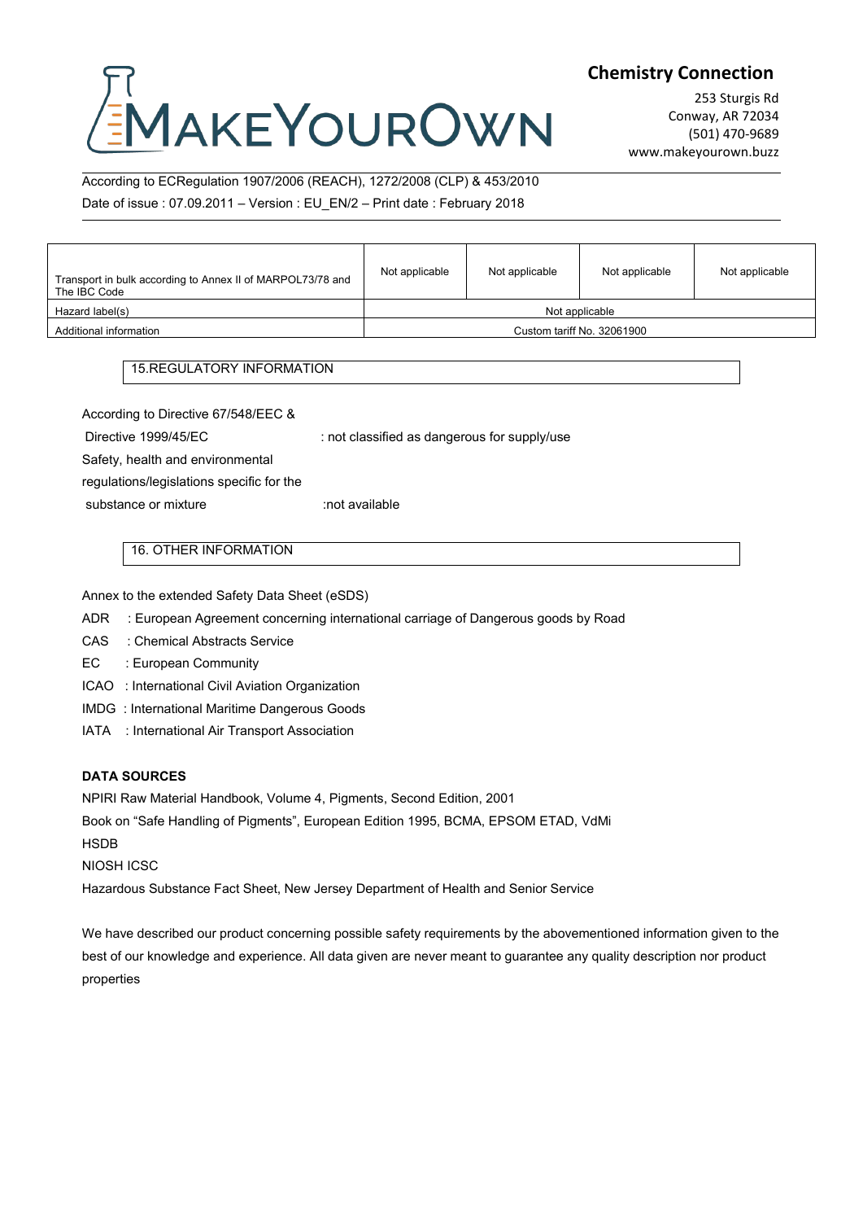| | | | | |
|---|---|---|---|---|
| Transport in bulk according to Annex II of MARPOL73/78 and The IBC Code | Not applicable | Not applicable | Not applicable | Not applicable |
| Hazard label(s) | Not applicable | | | |
| Additional information | Custom tariff No. 32061900 | | | |

## 15.REGULATORY INFORMATION

According to Directive 67/548/EEC & Directive 1999/45/EC : not classified as dangerous for supply/use

Safety, health and environmental regulations/legislations specific for the substance or mixture :not available

## 16. OTHER INFORMATION

Annex to the extended Safety Data Sheet (eSDS)

ADR : European Agreement concerning international carriage of Dangerous goods by Road

CAS : Chemical Abstracts Service

EC : European Community

ICAO : International Civil Aviation Organization

IMDG : International Maritime Dangerous Goods

IATA : International Air Transport Association

**DATA SOURCES**

NPIRI Raw Material Handbook, Volume 4, Pigments, Second Edition, 2001

Book on “Safe Handling of Pigments”, European Edition 1995, BCMA, EPSOM ETAD, VdMi

HSDB

NIOSH ICSC

Hazardous Substance Fact Sheet, New Jersey Department of Health and Senior Service

We have described our product concerning possible safety requirements by the abovementioned information given to the best of our knowledge and experience. All data given are never meant to guarantee any quality description nor product properties